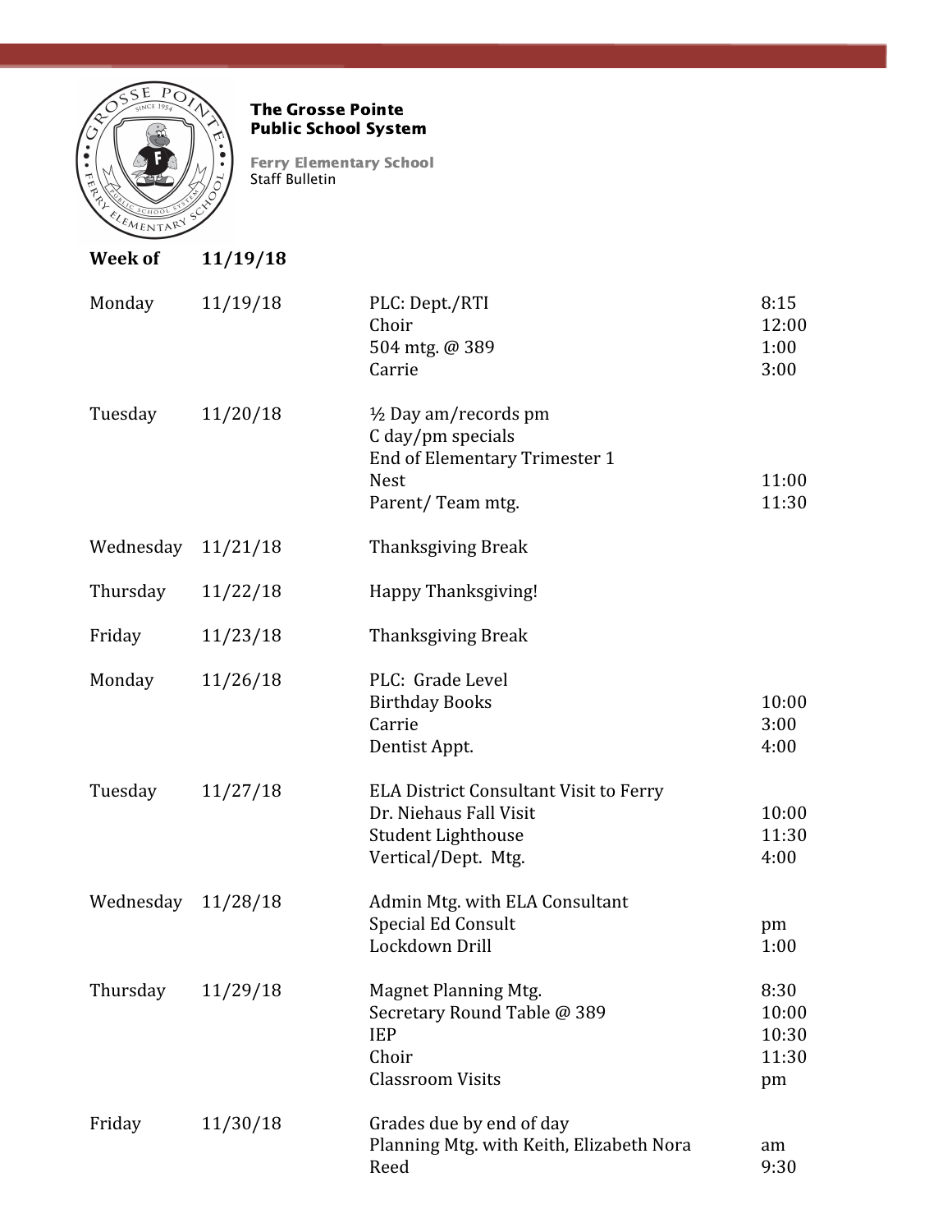**The Grosse Pointe Public School System**

**Ferry Elementary School**
Staff Bulletin

**Week of 11/19/18**

| Day | Date | Event | Time |
|---|---|---|---|
| Monday | 11/19/18 | PLC: Dept./RTI | 8:15 |
| | | Choir | 12:00 |
| | | 504 mtg. @ 389 | 1:00 |
| | | Carrie | 3:00 |
| Tuesday | 11/20/18 | ½ Day am/records pm | |
| | | C day/pm specials | |
| | | End of Elementary Trimester 1 | |
| | | Nest | 11:00 |
| | | Parent/ Team mtg. | 11:30 |
| Wednesday | 11/21/18 | Thanksgiving Break | |
| Thursday | 11/22/18 | Happy Thanksgiving! | |
| Friday | 11/23/18 | Thanksgiving Break | |
| Monday | 11/26/18 | PLC: Grade Level | |
| | | Birthday Books | 10:00 |
| | | Carrie | 3:00 |
| | | Dentist Appt. | 4:00 |
| Tuesday | 11/27/18 | ELA District Consultant Visit to Ferry | |
| | | Dr. Niehaus Fall Visit | 10:00 |
| | | Student Lighthouse | 11:30 |
| | | Vertical/Dept. Mtg. | 4:00 |
| Wednesday | 11/28/18 | Admin Mtg. with ELA Consultant | |
| | | Special Ed Consult | pm |
| | | Lockdown Drill | 1:00 |
| Thursday | 11/29/18 | Magnet Planning Mtg. | 8:30 |
| | | Secretary Round Table @ 389 | 10:00 |
| | | IEP | 10:30 |
| | | Choir | 11:30 |
| | | Classroom Visits | pm |
| Friday | 11/30/18 | Grades due by end of day | |
| | | Planning Mtg. with Keith, Elizabeth Nora | am |
| | | Reed | 9:30 |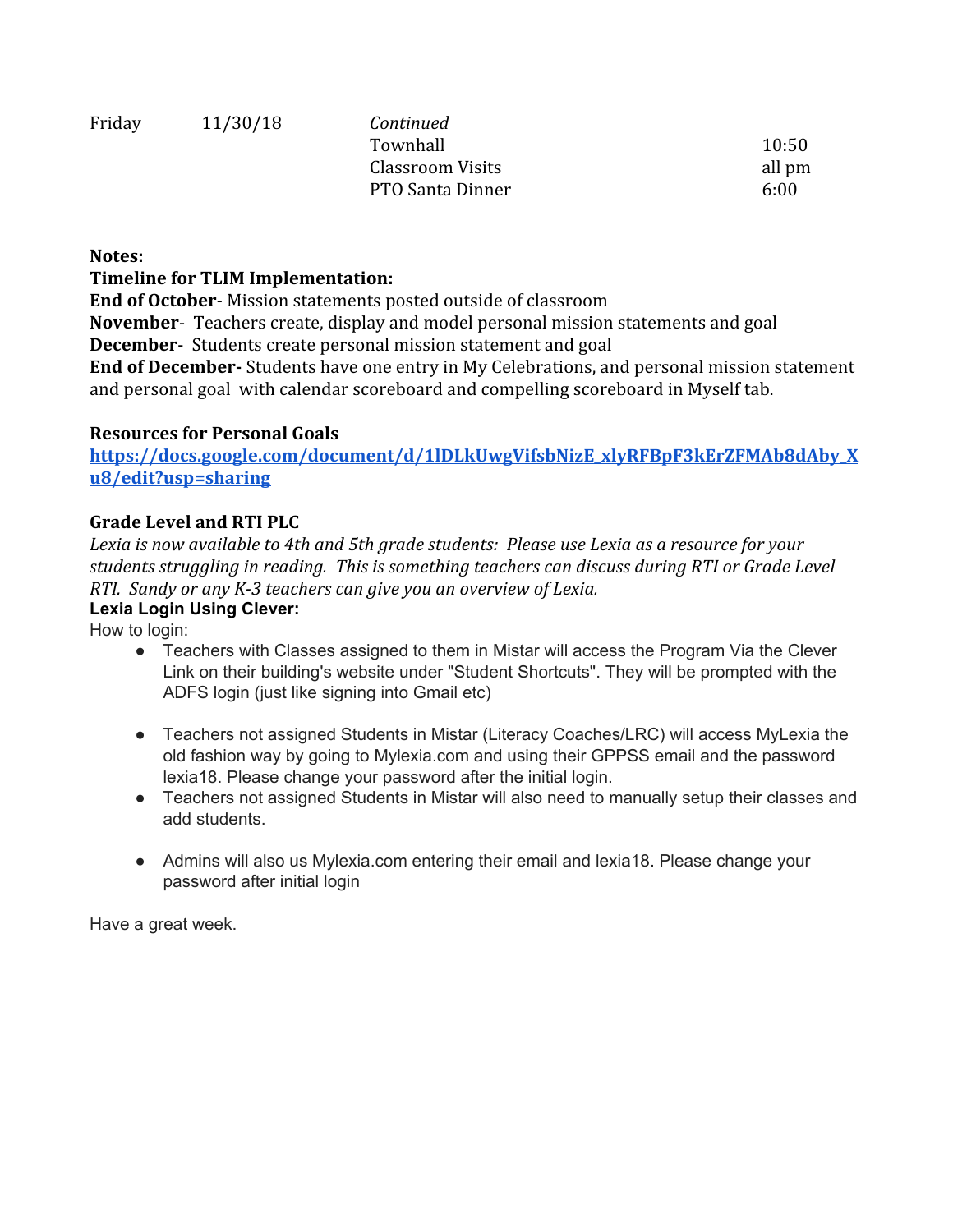| | | | |
|---|---|---|---|
| Friday | 11/30/18 | *Continued* | |
| | | Townhall | 10:50 |
| | | Classroom Visits | all pm |
| | | PTO Santa Dinner | 6:00 |

**Notes:**

**Timeline for TLIM Implementation:**

**End of October**- Mission statements posted outside of classroom

**November**- Teachers create, display and model personal mission statements and goal

**December**- Students create personal mission statement and goal

**End of December-** Students have one entry in My Celebrations, and personal mission statement and personal goal with calendar scoreboard and compelling scoreboard in Myself tab.

**Resources for Personal Goals**

**[https://docs.google.com/document/d/1lDLkUwgVifsbNizE_xlyRFBpF3kErZFMAb8dAby_Xu8/edit?usp=sharing](https://docs.google.com/document/d/1lDLkUwgVifsbNizE_xlyRFBpF3kErZFMAb8dAby_Xu8/edit?usp=sharing)**

**Grade Level and RTI PLC**

*Lexia is now available to 4th and 5th grade students: Please use Lexia as a resource for your students struggling in reading. This is something teachers can discuss during RTI or Grade Level RTI. Sandy or any K-3 teachers can give you an overview of Lexia.*

**Lexia Login Using Clever:**

How to login:

- Teachers with Classes assigned to them in Mistar will access the Program Via the Clever Link on their building's website under "Student Shortcuts". They will be prompted with the ADFS login (just like signing into Gmail etc)
- Teachers not assigned Students in Mistar (Literacy Coaches/LRC) will access MyLexia the old fashion way by going to Mylexia.com and using their GPPSS email and the password lexia18. Please change your password after the initial login.
- Teachers not assigned Students in Mistar will also need to manually setup their classes and add students.
- Admins will also us Mylexia.com entering their email and lexia18. Please change your password after initial login

Have a great week.